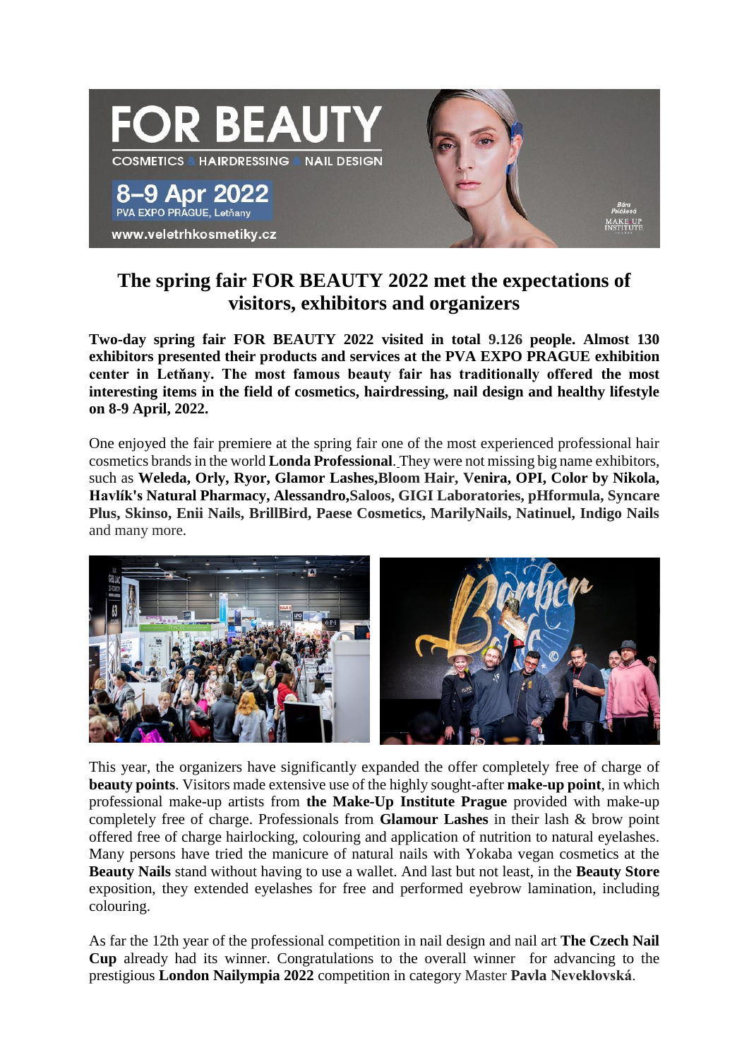# The spring fair FOR BEAUTY 2022 met the expectations of visitors, exhibitors and organizers

**Two-day spring fair FOR BEAUTY 2022 visited in total 9.126 people. Almost 130 exhibitors presented their products and services at the PVA EXPO PRAGUE exhibition center in Letňany. The most famous beauty fair has traditionally offered the most interesting items in the field of cosmetics, hairdressing, nail design and healthy lifestyle on 8-9 April, 2022.**

One enjoyed the fair premiere at the spring fair one of the most experienced professional hair cosmetics brands in the world **Londa Professional**. They were not missing big name exhibitors, such as **Weleda, Orly, Ryor, Glamor Lashes,Bloom Hair, Venira, OPI, Color by Nikola, Havlík's Natural Pharmacy, Alessandro,Saloos, GIGI Laboratories, pHformula, Syncare Plus, Skinso, Enii Nails, BrillBird, Paese Cosmetics, MarilyNails, Natinuel, Indigo Nails** and many more.

This year, the organizers have significantly expanded the offer completely free of charge of **beauty points**. Visitors made extensive use of the highly sought-after **make-up point**, in which professional make-up artists from **the Make-Up Institute Prague** provided with make-up completely free of charge. Professionals from **Glamour Lashes** in their lash & brow point offered free of charge hairlocking, colouring and application of nutrition to natural eyelashes. Many persons have tried the manicure of natural nails with Yokaba vegan cosmetics at the **Beauty Nails** stand without having to use a wallet. And last but not least, in the **Beauty Store** exposition, they extended eyelashes for free and performed eyebrow lamination, including colouring.

As far the 12th year of the professional competition in nail design and nail art **The Czech Nail Cup** already had its winner. Congratulations to the overall winner for advancing to the prestigious **London Nailympia 2022** competition in category Master **Pavla Neveklovská**.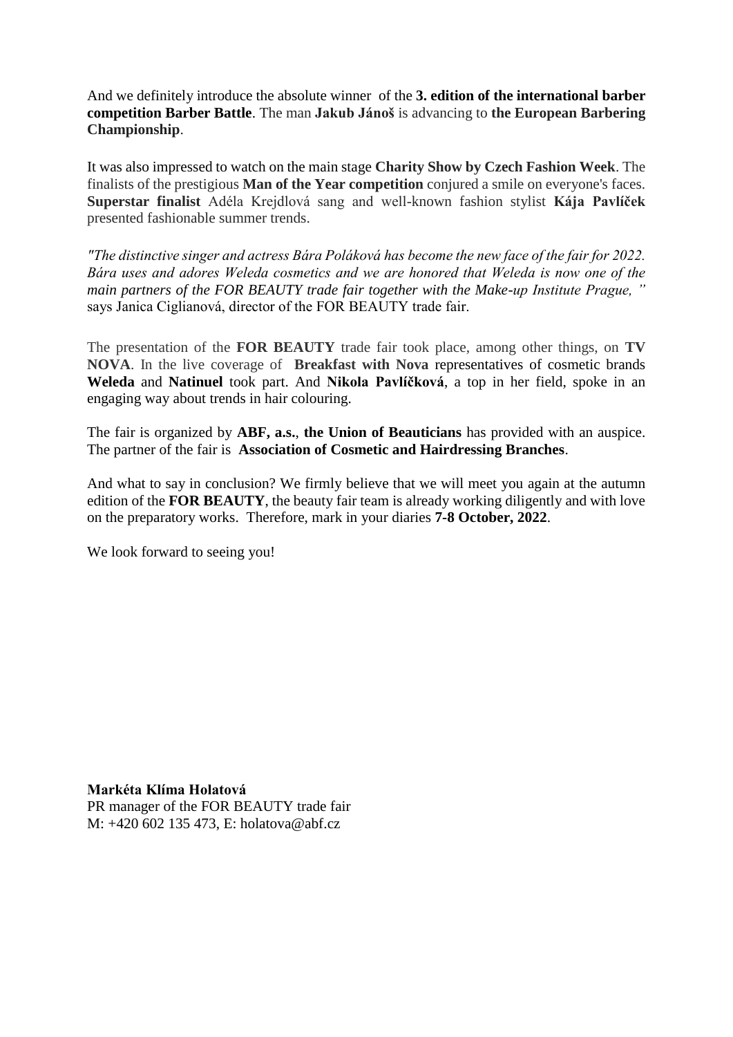And we definitely introduce the absolute winner of the **3. edition of the international barber competition Barber Battle**. The man **Jakub Jánoš** is advancing to **the European Barbering Championship**.

It was also impressed to watch on the main stage **Charity Show by Czech Fashion Week**. The finalists of the prestigious **Man of the Year competition** conjured a smile on everyone's faces. **Superstar finalist** Adéla Krejdlová sang and well-known fashion stylist **Kája Pavlíček** presented fashionable summer trends.

*"The distinctive singer and actress Bára Poláková has become the new face of the fair for 2022. Bára uses and adores Weleda cosmetics and we are honored that Weleda is now one of the main partners of the FOR BEAUTY trade fair together with the Make-up Institute Prague, "* says Janica Ciglianová, director of the FOR BEAUTY trade fair.

The presentation of the **FOR BEAUTY** trade fair took place, among other things, on **TV NOVA**. In the live coverage of **Breakfast with Nova** representatives of cosmetic brands **Weleda** and **Natinuel** took part. And **Nikola Pavlíčková**, a top in her field, spoke in an engaging way about trends in hair colouring.

The fair is organized by **ABF, a.s.**, **the Union of Beauticians** has provided with an auspice. The partner of the fair is **Association of Cosmetic and Hairdressing Branches**.

And what to say in conclusion? We firmly believe that we will meet you again at the autumn edition of the **FOR BEAUTY**, the beauty fair team is already working diligently and with love on the preparatory works. Therefore, mark in your diaries **7-8 October, 2022**.

We look forward to seeing you!

**Markéta Klíma Holatová**
PR manager of the FOR BEAUTY trade fair
M: +420 602 135 473, E: holatova@abf.cz